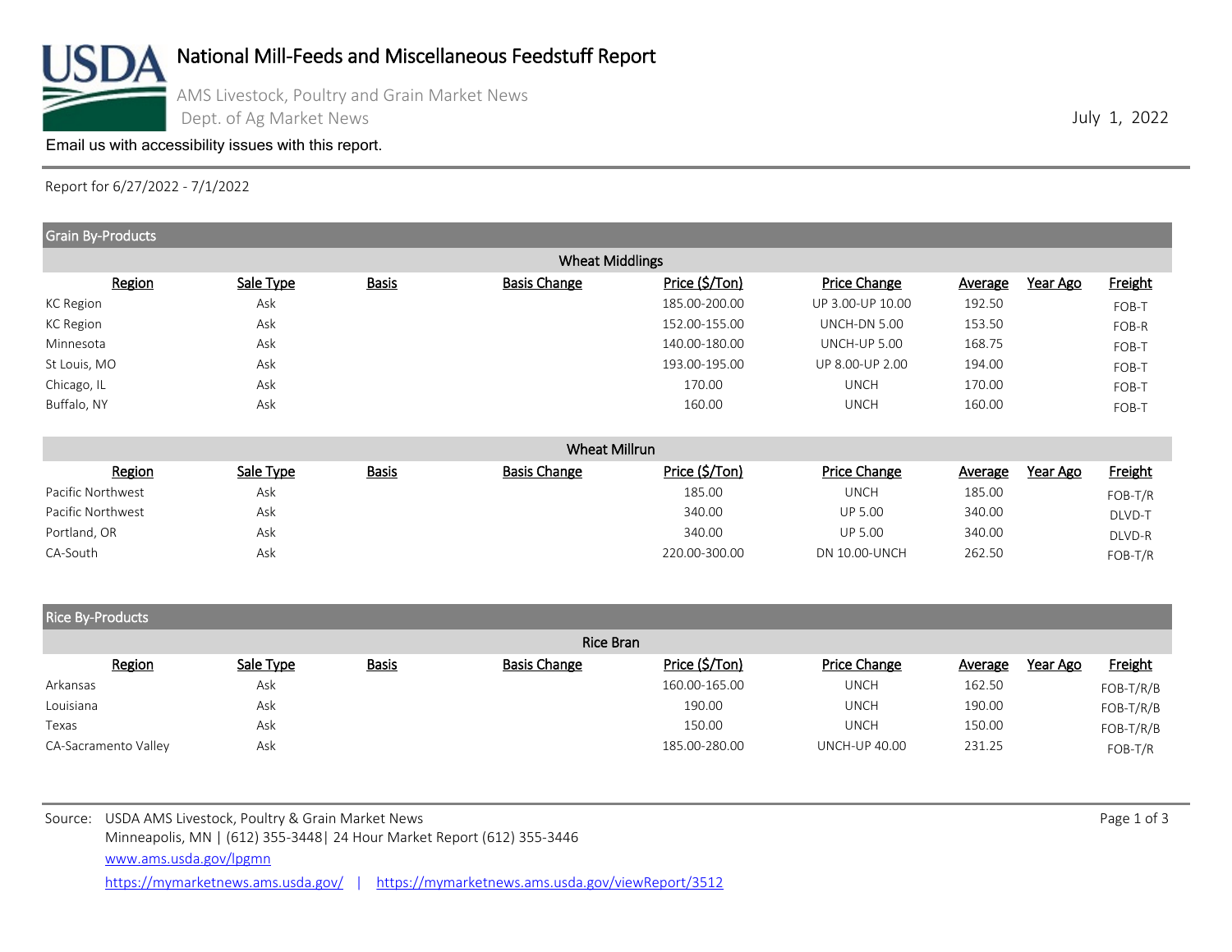# National Mill-Feeds and Miscellaneous Feedstuff Report

AMS Livestock, Poultry and Grain Market News
Dept. of Ag Market News

July 1, 2022

Email us with accessibility issues with this report.

Report for 6/27/2022 - 7/1/2022

## Grain By-Products

### Wheat Middlings

| Region | Sale Type | Basis | Basis Change | Price ($/Ton) | Price Change | Average | Year Ago | Freight |
|---|---|---|---|---|---|---|---|---|
| KC Region | Ask | | | 185.00-200.00 | UP 3.00-UP 10.00 | 192.50 | | FOB-T |
| KC Region | Ask | | | 152.00-155.00 | UNCH-DN 5.00 | 153.50 | | FOB-R |
| Minnesota | Ask | | | 140.00-180.00 | UNCH-UP 5.00 | 168.75 | | FOB-T |
| St Louis, MO | Ask | | | 193.00-195.00 | UP 8.00-UP 2.00 | 194.00 | | FOB-T |
| Chicago, IL | Ask | | | 170.00 | UNCH | 170.00 | | FOB-T |
| Buffalo, NY | Ask | | | 160.00 | UNCH | 160.00 | | FOB-T |

### Wheat Millrun

| Region | Sale Type | Basis | Basis Change | Price ($/Ton) | Price Change | Average | Year Ago | Freight |
|---|---|---|---|---|---|---|---|---|
| Pacific Northwest | Ask | | | 185.00 | UNCH | 185.00 | | FOB-T/R |
| Pacific Northwest | Ask | | | 340.00 | UP 5.00 | 340.00 | | DLVD-T |
| Portland, OR | Ask | | | 340.00 | UP 5.00 | 340.00 | | DLVD-R |
| CA-South | Ask | | | 220.00-300.00 | DN 10.00-UNCH | 262.50 | | FOB-T/R |

## Rice By-Products

### Rice Bran

| Region | Sale Type | Basis | Basis Change | Price ($/Ton) | Price Change | Average | Year Ago | Freight |
|---|---|---|---|---|---|---|---|---|
| Arkansas | Ask | | | 160.00-165.00 | UNCH | 162.50 | | FOB-T/R/B |
| Louisiana | Ask | | | 190.00 | UNCH | 190.00 | | FOB-T/R/B |
| Texas | Ask | | | 150.00 | UNCH | 150.00 | | FOB-T/R/B |
| CA-Sacramento Valley | Ask | | | 185.00-280.00 | UNCH-UP 40.00 | 231.25 | | FOB-T/R |

Source: USDA AMS Livestock, Poultry & Grain Market News
Minneapolis, MN | (612) 355-3448| 24 Hour Market Report (612) 355-3446
www.ams.usda.gov/lpgmn
https://mymarketnews.ams.usda.gov/ | https://mymarketnews.ams.usda.gov/viewReport/3512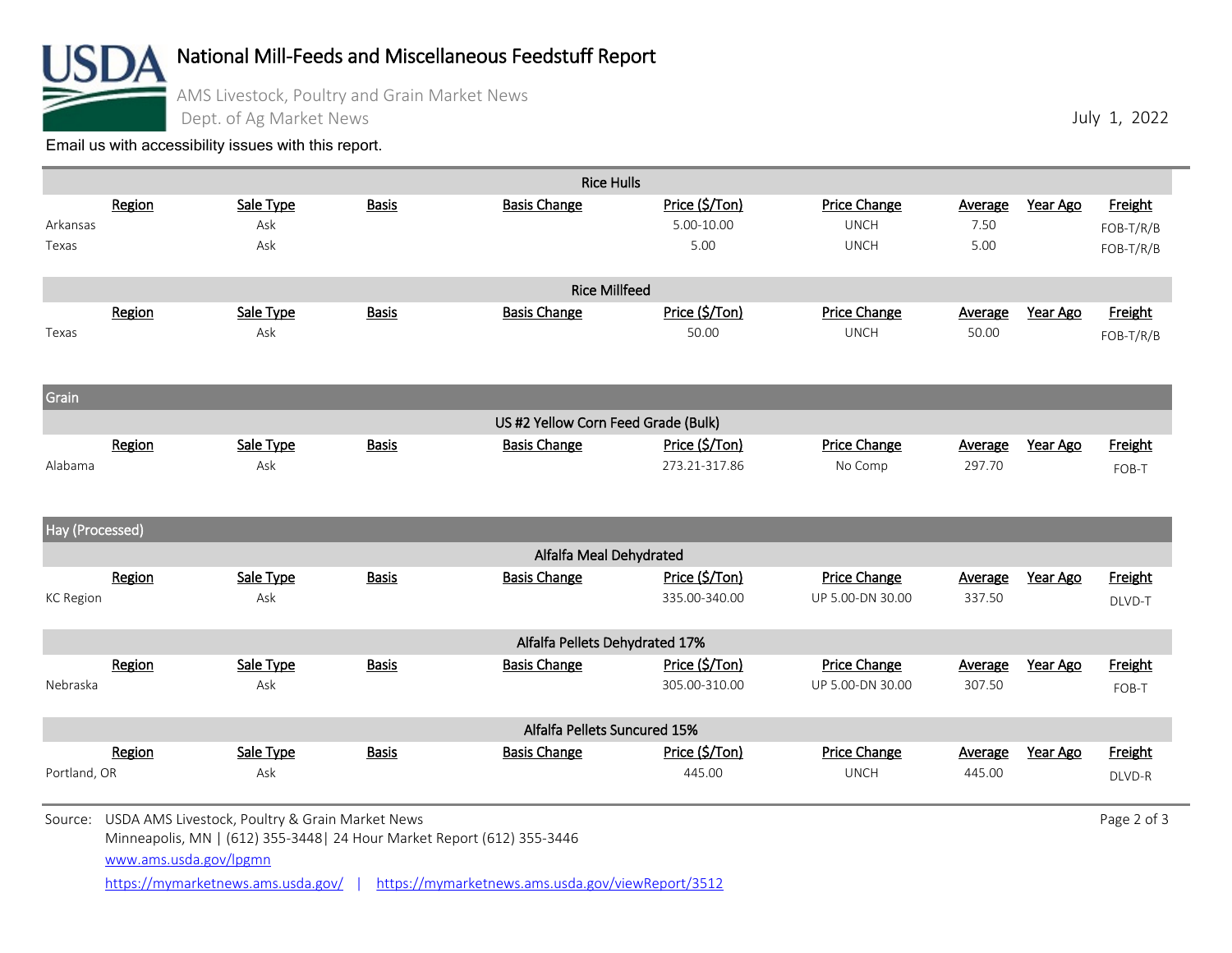# National Mill-Feeds and Miscellaneous Feedstuff Report

AMS Livestock, Poultry and Grain Market News
Dept. of Ag Market News

July 1, 2022

Email us with accessibility issues with this report.

### Rice Hulls

| Region | Sale Type | Basis | Basis Change | Price ($/Ton) | Price Change | Average | Year Ago | Freight |
|---|---|---|---|---|---|---|---|---|
| Arkansas | Ask | | | 5.00-10.00 | UNCH | 7.50 | | FOB-T/R/B |
| Texas | Ask | | | 5.00 | UNCH | 5.00 | | FOB-T/R/B |

### Rice Millfeed

| Region | Sale Type | Basis | Basis Change | Price ($/Ton) | Price Change | Average | Year Ago | Freight |
|---|---|---|---|---|---|---|---|---|
| Texas | Ask | | | 50.00 | UNCH | 50.00 | | FOB-T/R/B |

## Grain

### US #2 Yellow Corn Feed Grade (Bulk)

| Region | Sale Type | Basis | Basis Change | Price ($/Ton) | Price Change | Average | Year Ago | Freight |
|---|---|---|---|---|---|---|---|---|
| Alabama | Ask | | | 273.21-317.86 | No Comp | 297.70 | | FOB-T |

## Hay (Processed)

### Alfalfa Meal Dehydrated

| Region | Sale Type | Basis | Basis Change | Price ($/Ton) | Price Change | Average | Year Ago | Freight |
|---|---|---|---|---|---|---|---|---|
| KC Region | Ask | | | 335.00-340.00 | UP 5.00-DN 30.00 | 337.50 | | DLVD-T |

### Alfalfa Pellets Dehydrated 17%

| Region | Sale Type | Basis | Basis Change | Price ($/Ton) | Price Change | Average | Year Ago | Freight |
|---|---|---|---|---|---|---|---|---|
| Nebraska | Ask | | | 305.00-310.00 | UP 5.00-DN 30.00 | 307.50 | | FOB-T |

### Alfalfa Pellets Suncured 15%

| Region | Sale Type | Basis | Basis Change | Price ($/Ton) | Price Change | Average | Year Ago | Freight |
|---|---|---|---|---|---|---|---|---|
| Portland, OR | Ask | | | 445.00 | UNCH | 445.00 | | DLVD-R |

Source: USDA AMS Livestock, Poultry & Grain Market News
Minneapolis, MN | (612) 355-3448| 24 Hour Market Report (612) 355-3446
www.ams.usda.gov/lpgmn
https://mymarketnews.ams.usda.gov/ | https://mymarketnews.ams.usda.gov/viewReport/3512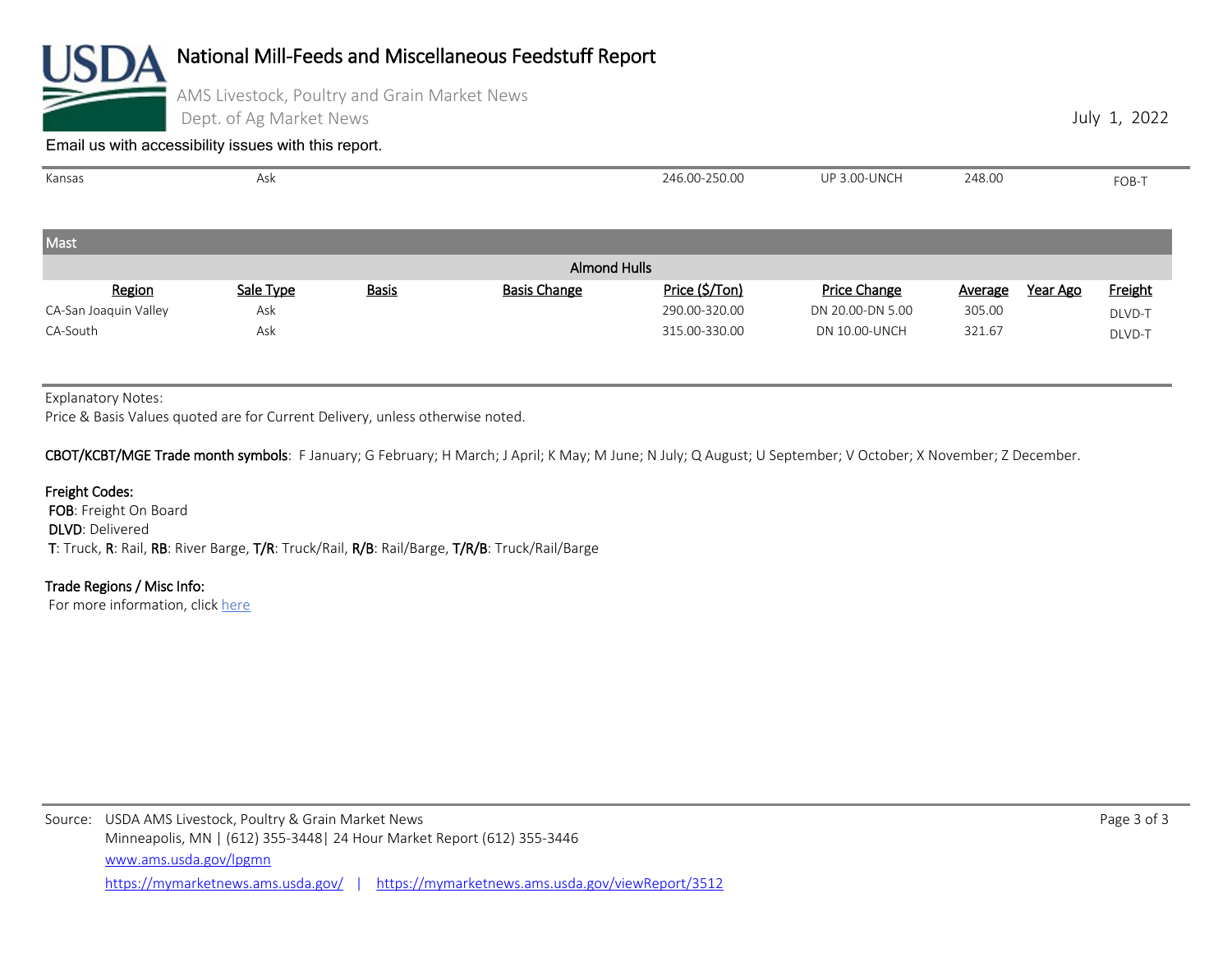| | | | | | | | | |
|---|---|---|---|---|---|---|---|---|
| Kansas | Ask | | | 246.00-250.00 | UP 3.00-UNCH | 248.00 | | FOB-T |

## Mast

### Almond Hulls

| Region | Sale Type | Basis | Basis Change | Price ($/Ton) | Price Change | Average | Year Ago | Freight |
|---|---|---|---|---|---|---|---|---|
| CA-San Joaquin Valley | Ask | | | 290.00-320.00 | DN 20.00-DN 5.00 | 305.00 | | DLVD-T |
| CA-South | Ask | | | 315.00-330.00 | DN 10.00-UNCH | 321.67 | | DLVD-T |

Explanatory Notes:

Price & Basis Values quoted are for Current Delivery, unless otherwise noted.

**CBOT/KCBT/MGE Trade month symbols**: F January; G February; H March; J April; K May; M June; N July; Q August; U September; V October; X November; Z December.

**Freight Codes:**

**FOB**: Freight On Board

**DLVD**: Delivered

**T**: Truck, **R**: Rail, **RB**: River Barge, **T/R**: Truck/Rail, **R/B**: Rail/Barge, **T/R/B**: Truck/Rail/Barge

**Trade Regions / Misc Info:**

For more information, click here

Source: USDA AMS Livestock, Poultry & Grain Market News
Minneapolis, MN | (612) 355-3448| 24 Hour Market Report (612) 355-3446
www.ams.usda.gov/lpgmn
https://mymarketnews.ams.usda.gov/ | https://mymarketnews.ams.usda.gov/viewReport/3512